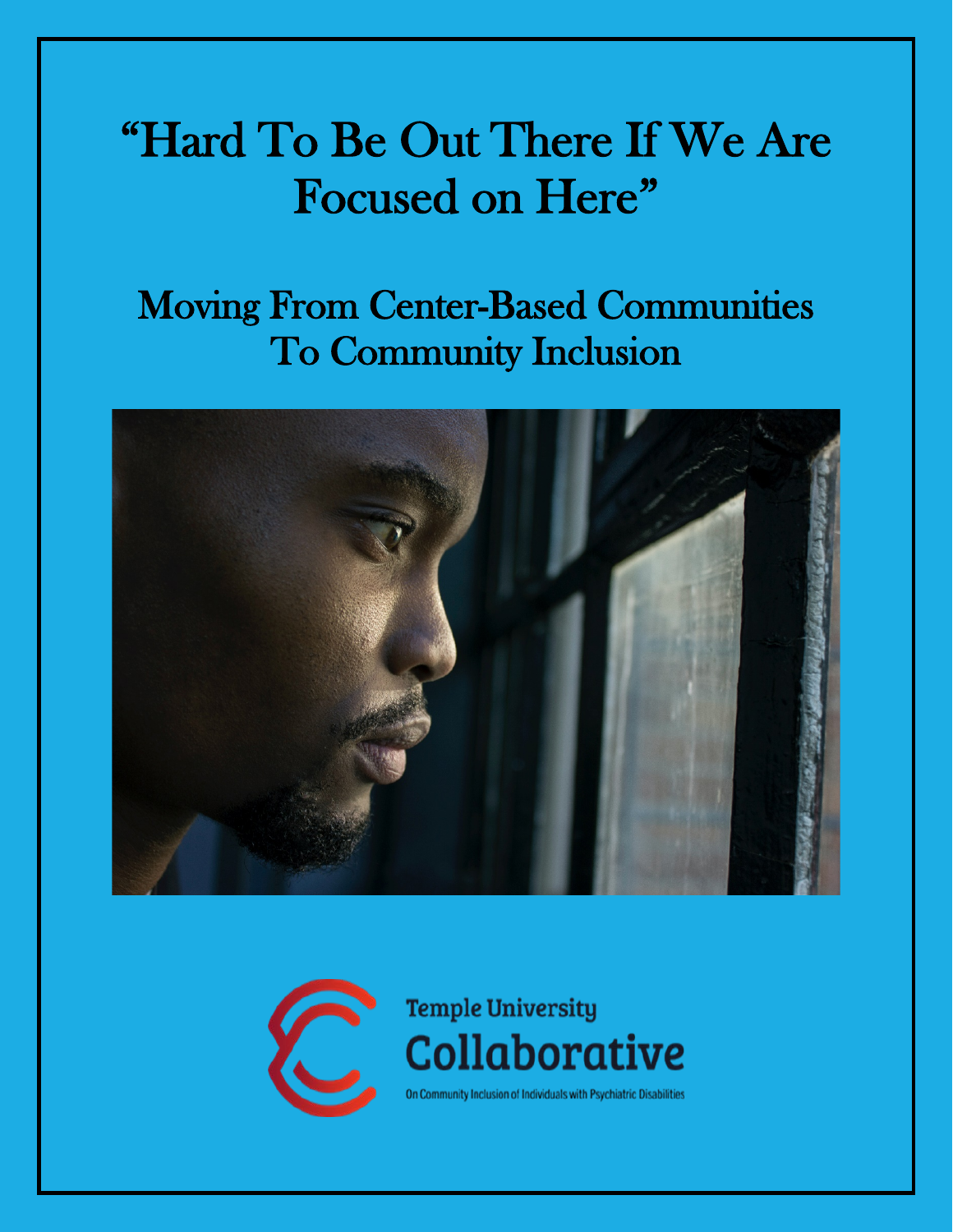# "Hard To Be Out There If We Are Focused on Here"

## Moving From Center-Based Communities To Community Inclusion

Temple University

Collaborative

On Community Inclusion of Individuals with Psychiatric Disabilities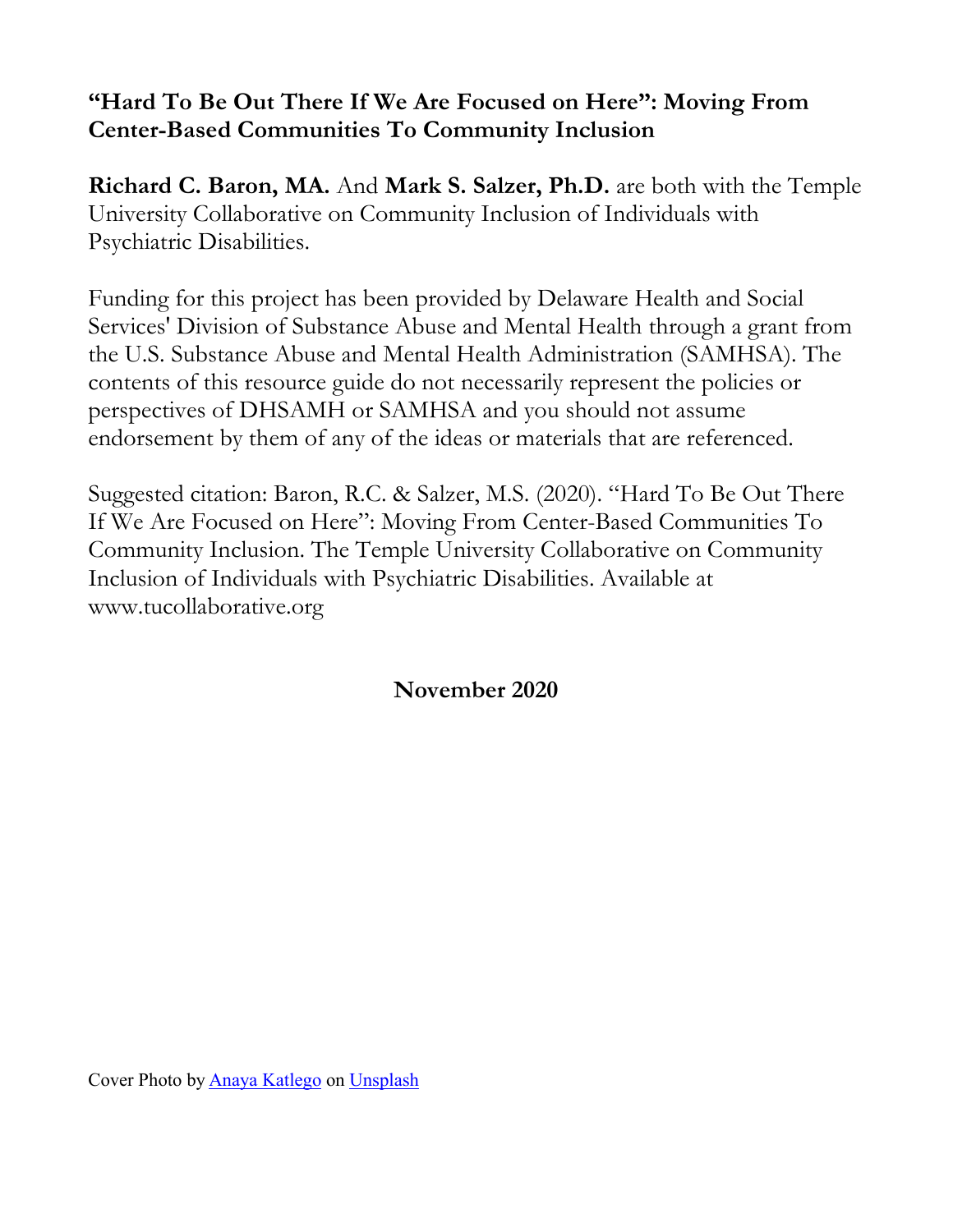**“Hard To Be Out There If We Are Focused on Here”: Moving From Center-Based Communities To Community Inclusion**

**Richard C. Baron, MA.** And **Mark S. Salzer, Ph.D.** are both with the Temple University Collaborative on Community Inclusion of Individuals with Psychiatric Disabilities.

Funding for this project has been provided by Delaware Health and Social Services' Division of Substance Abuse and Mental Health through a grant from the U.S. Substance Abuse and Mental Health Administration (SAMHSA). The contents of this resource guide do not necessarily represent the policies or perspectives of DHSAMH or SAMHSA and you should not assume endorsement by them of any of the ideas or materials that are referenced.

Suggested citation: Baron, R.C. & Salzer, M.S. (2020). “Hard To Be Out There If We Are Focused on Here”: Moving From Center-Based Communities To Community Inclusion. The Temple University Collaborative on Community Inclusion of Individuals with Psychiatric Disabilities. Available at www.tucollaborative.org

**November 2020**

Cover Photo by Anaya Katlego on Unsplash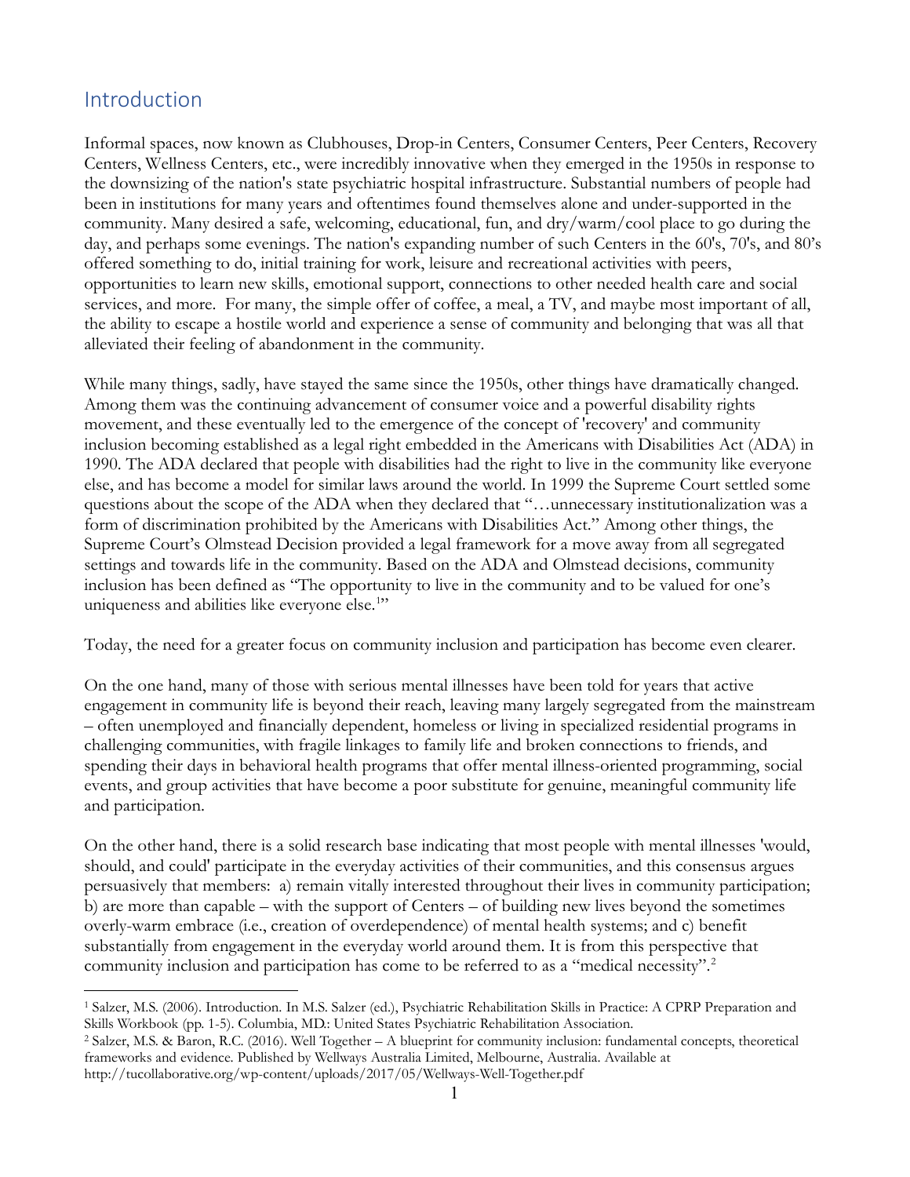## Introduction

Informal spaces, now known as Clubhouses, Drop-in Centers, Consumer Centers, Peer Centers, Recovery Centers, Wellness Centers, etc., were incredibly innovative when they emerged in the 1950s in response to the downsizing of the nation's state psychiatric hospital infrastructure. Substantial numbers of people had been in institutions for many years and oftentimes found themselves alone and under-supported in the community. Many desired a safe, welcoming, educational, fun, and dry/warm/cool place to go during the day, and perhaps some evenings. The nation's expanding number of such Centers in the 60's, 70's, and 80's offered something to do, initial training for work, leisure and recreational activities with peers, opportunities to learn new skills, emotional support, connections to other needed health care and social services, and more. For many, the simple offer of coffee, a meal, a TV, and maybe most important of all, the ability to escape a hostile world and experience a sense of community and belonging that was all that alleviated their feeling of abandonment in the community.

While many things, sadly, have stayed the same since the 1950s, other things have dramatically changed. Among them was the continuing advancement of consumer voice and a powerful disability rights movement, and these eventually led to the emergence of the concept of 'recovery' and community inclusion becoming established as a legal right embedded in the Americans with Disabilities Act (ADA) in 1990. The ADA declared that people with disabilities had the right to live in the community like everyone else, and has become a model for similar laws around the world. In 1999 the Supreme Court settled some questions about the scope of the ADA when they declared that "…unnecessary institutionalization was a form of discrimination prohibited by the Americans with Disabilities Act." Among other things, the Supreme Court's Olmstead Decision provided a legal framework for a move away from all segregated settings and towards life in the community. Based on the ADA and Olmstead decisions, community inclusion has been defined as "The opportunity to live in the community and to be valued for one's uniqueness and abilities like everyone else.[1]"

Today, the need for a greater focus on community inclusion and participation has become even clearer.

On the one hand, many of those with serious mental illnesses have been told for years that active engagement in community life is beyond their reach, leaving many largely segregated from the mainstream – often unemployed and financially dependent, homeless or living in specialized residential programs in challenging communities, with fragile linkages to family life and broken connections to friends, and spending their days in behavioral health programs that offer mental illness-oriented programming, social events, and group activities that have become a poor substitute for genuine, meaningful community life and participation.

On the other hand, there is a solid research base indicating that most people with mental illnesses 'would, should, and could' participate in the everyday activities of their communities, and this consensus argues persuasively that members: a) remain vitally interested throughout their lives in community participation; b) are more than capable – with the support of Centers – of building new lives beyond the sometimes overly-warm embrace (i.e., creation of overdependence) of mental health systems; and c) benefit substantially from engagement in the everyday world around them. It is from this perspective that community inclusion and participation has come to be referred to as a "medical necessity".[2]

---

[1] Salzer, M.S. (2006). Introduction. In M.S. Salzer (ed.), Psychiatric Rehabilitation Skills in Practice: A CPRP Preparation and Skills Workbook (pp. 1-5). Columbia, MD.: United States Psychiatric Rehabilitation Association.

[2] Salzer, M.S. & Baron, R.C. (2016). Well Together – A blueprint for community inclusion: fundamental concepts, theoretical frameworks and evidence. Published by Wellways Australia Limited, Melbourne, Australia. Available at http://tucollaborative.org/wp-content/uploads/2017/05/Wellways-Well-Together.pdf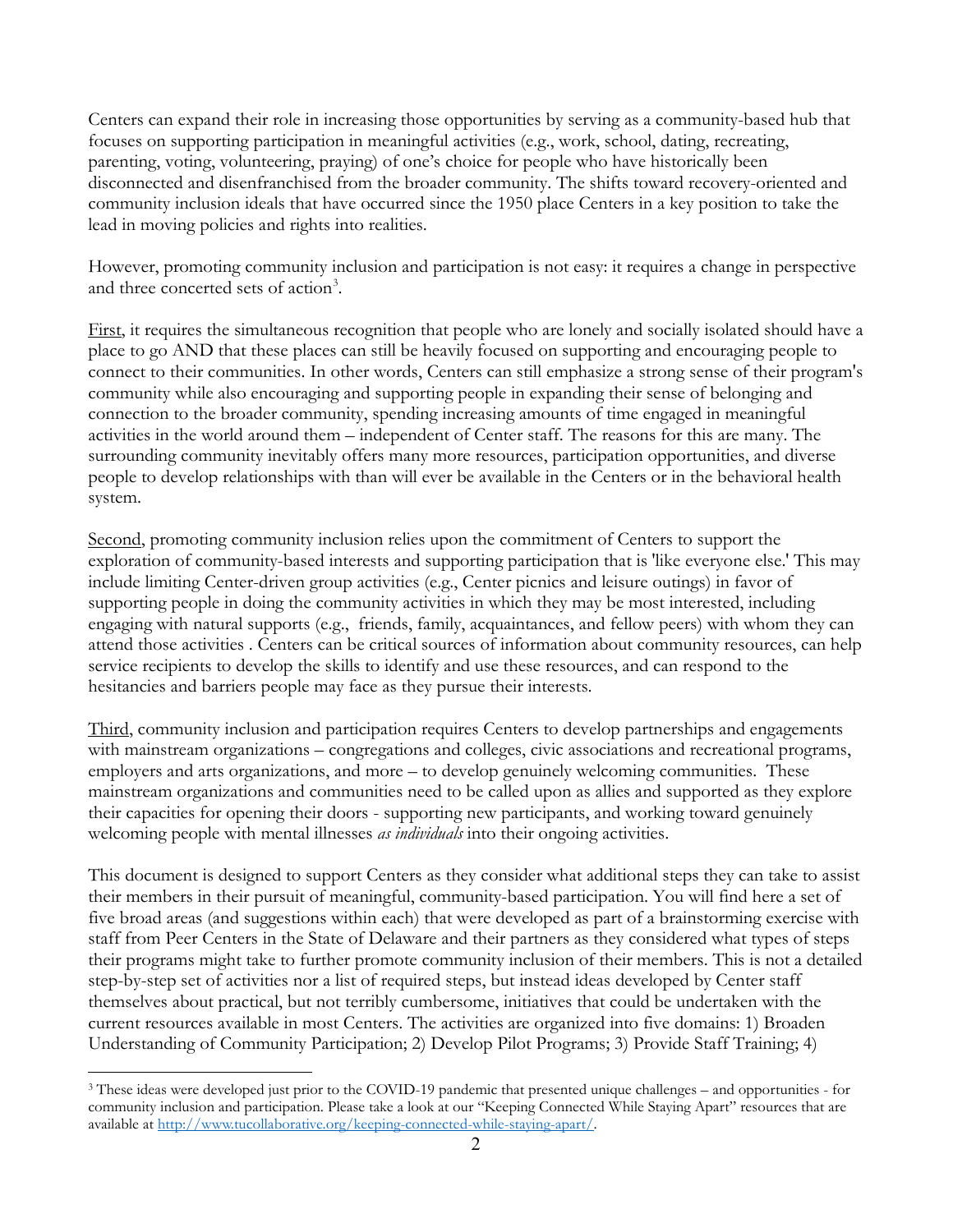Centers can expand their role in increasing those opportunities by serving as a community-based hub that focuses on supporting participation in meaningful activities (e.g., work, school, dating, recreating, parenting, voting, volunteering, praying) of one's choice for people who have historically been disconnected and disenfranchised from the broader community. The shifts toward recovery-oriented and community inclusion ideals that have occurred since the 1950 place Centers in a key position to take the lead in moving policies and rights into realities.

However, promoting community inclusion and participation is not easy: it requires a change in perspective and three concerted sets of action[3].

First, it requires the simultaneous recognition that people who are lonely and socially isolated should have a place to go AND that these places can still be heavily focused on supporting and encouraging people to connect to their communities. In other words, Centers can still emphasize a strong sense of their program's community while also encouraging and supporting people in expanding their sense of belonging and connection to the broader community, spending increasing amounts of time engaged in meaningful activities in the world around them – independent of Center staff. The reasons for this are many. The surrounding community inevitably offers many more resources, participation opportunities, and diverse people to develop relationships with than will ever be available in the Centers or in the behavioral health system.

Second, promoting community inclusion relies upon the commitment of Centers to support the exploration of community-based interests and supporting participation that is 'like everyone else.' This may include limiting Center-driven group activities (e.g., Center picnics and leisure outings) in favor of supporting people in doing the community activities in which they may be most interested, including engaging with natural supports (e.g., friends, family, acquaintances, and fellow peers) with whom they can attend those activities . Centers can be critical sources of information about community resources, can help service recipients to develop the skills to identify and use these resources, and can respond to the hesitancies and barriers people may face as they pursue their interests.

Third, community inclusion and participation requires Centers to develop partnerships and engagements with mainstream organizations – congregations and colleges, civic associations and recreational programs, employers and arts organizations, and more – to develop genuinely welcoming communities. These mainstream organizations and communities need to be called upon as allies and supported as they explore their capacities for opening their doors - supporting new participants, and working toward genuinely welcoming people with mental illnesses *as individuals* into their ongoing activities.

This document is designed to support Centers as they consider what additional steps they can take to assist their members in their pursuit of meaningful, community-based participation. You will find here a set of five broad areas (and suggestions within each) that were developed as part of a brainstorming exercise with staff from Peer Centers in the State of Delaware and their partners as they considered what types of steps their programs might take to further promote community inclusion of their members. This is not a detailed step-by-step set of activities nor a list of required steps, but instead ideas developed by Center staff themselves about practical, but not terribly cumbersome, initiatives that could be undertaken with the current resources available in most Centers. The activities are organized into five domains: 1) Broaden Understanding of Community Participation; 2) Develop Pilot Programs; 3) Provide Staff Training; 4)

---

[3] These ideas were developed just prior to the COVID-19 pandemic that presented unique challenges – and opportunities - for community inclusion and participation. Please take a look at our "Keeping Connected While Staying Apart" resources that are available at http://www.tucollaborative.org/keeping-connected-while-staying-apart/.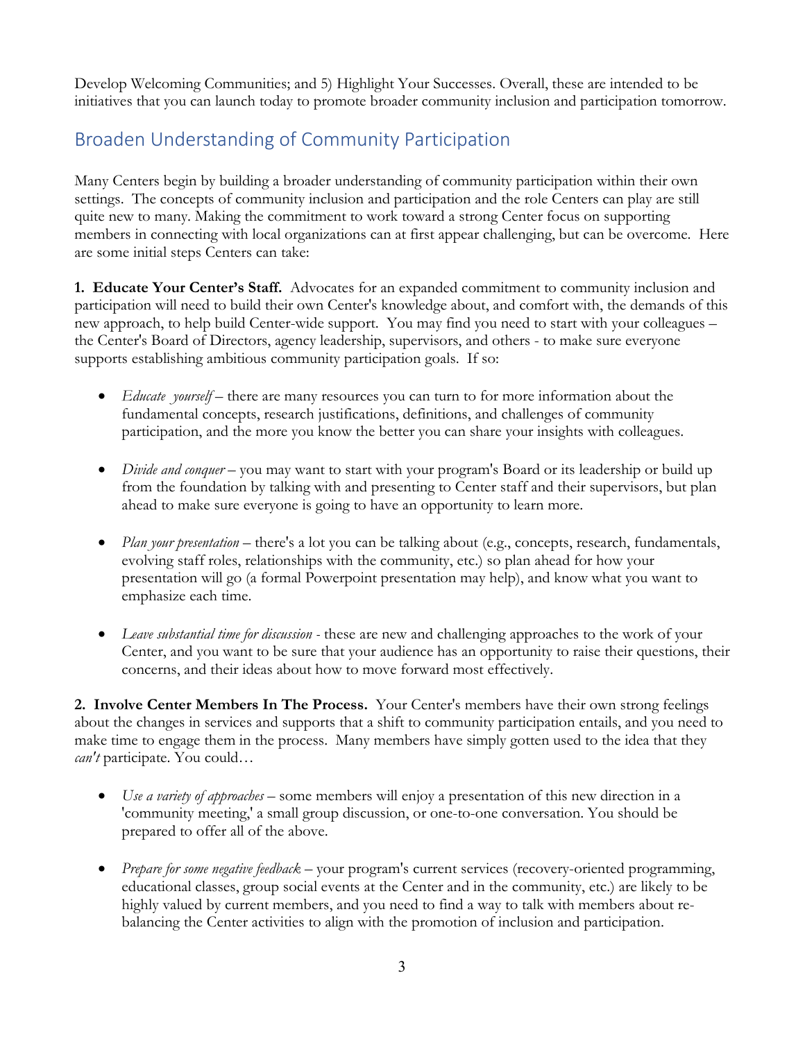Develop Welcoming Communities; and 5) Highlight Your Successes. Overall, these are intended to be initiatives that you can launch today to promote broader community inclusion and participation tomorrow.

## Broaden Understanding of Community Participation

Many Centers begin by building a broader understanding of community participation within their own settings. The concepts of community inclusion and participation and the role Centers can play are still quite new to many. Making the commitment to work toward a strong Center focus on supporting members in connecting with local organizations can at first appear challenging, but can be overcome. Here are some initial steps Centers can take:

**1. Educate Your Center's Staff.** Advocates for an expanded commitment to community inclusion and participation will need to build their own Center's knowledge about, and comfort with, the demands of this new approach, to help build Center-wide support. You may find you need to start with your colleagues – the Center's Board of Directors, agency leadership, supervisors, and others - to make sure everyone supports establishing ambitious community participation goals. If so:

- *Educate yourself* – there are many resources you can turn to for more information about the fundamental concepts, research justifications, definitions, and challenges of community participation, and the more you know the better you can share your insights with colleagues.

- *Divide and conquer* – you may want to start with your program's Board or its leadership or build up from the foundation by talking with and presenting to Center staff and their supervisors, but plan ahead to make sure everyone is going to have an opportunity to learn more.

- *Plan your presentation* – there's a lot you can be talking about (e.g., concepts, research, fundamentals, evolving staff roles, relationships with the community, etc.) so plan ahead for how your presentation will go (a formal Powerpoint presentation may help), and know what you want to emphasize each time.

- *Leave substantial time for discussion* - these are new and challenging approaches to the work of your Center, and you want to be sure that your audience has an opportunity to raise their questions, their concerns, and their ideas about how to move forward most effectively.

**2. Involve Center Members In The Process.** Your Center's members have their own strong feelings about the changes in services and supports that a shift to community participation entails, and you need to make time to engage them in the process. Many members have simply gotten used to the idea that they *can't* participate. You could…

- *Use a variety of approaches* – some members will enjoy a presentation of this new direction in a 'community meeting,' a small group discussion, or one-to-one conversation. You should be prepared to offer all of the above.

- *Prepare for some negative feedback* – your program's current services (recovery-oriented programming, educational classes, group social events at the Center and in the community, etc.) are likely to be highly valued by current members, and you need to find a way to talk with members about re-balancing the Center activities to align with the promotion of inclusion and participation.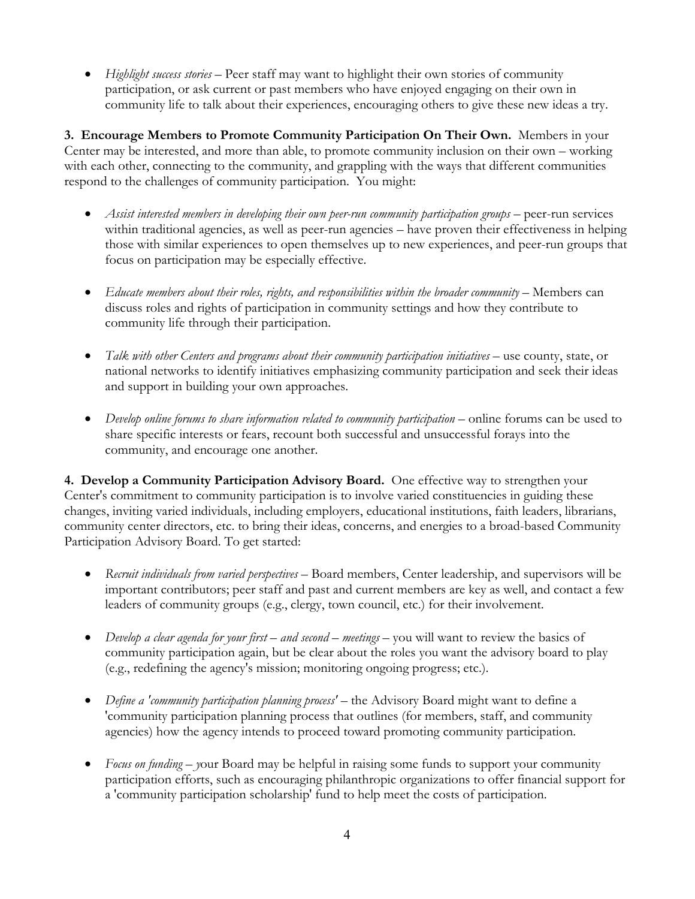- *Highlight success stories* – Peer staff may want to highlight their own stories of community participation, or ask current or past members who have enjoyed engaging on their own in community life to talk about their experiences, encouraging others to give these new ideas a try.

**3. Encourage Members to Promote Community Participation On Their Own.** Members in your Center may be interested, and more than able, to promote community inclusion on their own – working with each other, connecting to the community, and grappling with the ways that different communities respond to the challenges of community participation. You might:

- *Assist interested members in developing their own peer-run community participation groups* – peer-run services within traditional agencies, as well as peer-run agencies – have proven their effectiveness in helping those with similar experiences to open themselves up to new experiences, and peer-run groups that focus on participation may be especially effective.

- *Educate members about their roles, rights, and responsibilities within the broader community* – Members can discuss roles and rights of participation in community settings and how they contribute to community life through their participation.

- *Talk with other Centers and programs about their community participation initiatives* – use county, state, or national networks to identify initiatives emphasizing community participation and seek their ideas and support in building your own approaches.

- *Develop online forums to share information related to community participation* – online forums can be used to share specific interests or fears, recount both successful and unsuccessful forays into the community, and encourage one another.

**4. Develop a Community Participation Advisory Board.** One effective way to strengthen your Center's commitment to community participation is to involve varied constituencies in guiding these changes, inviting varied individuals, including employers, educational institutions, faith leaders, librarians, community center directors, etc. to bring their ideas, concerns, and energies to a broad-based Community Participation Advisory Board. To get started:

- *Recruit individuals from varied perspectives* – Board members, Center leadership, and supervisors will be important contributors; peer staff and past and current members are key as well, and contact a few leaders of community groups (e.g., clergy, town council, etc.) for their involvement.

- *Develop a clear agenda for your first – and second – meetings* – you will want to review the basics of community participation again, but be clear about the roles you want the advisory board to play (e.g., redefining the agency's mission; monitoring ongoing progress; etc.).

- *Define a 'community participation planning process'* – the Advisory Board might want to define a 'community participation planning process that outlines (for members, staff, and community agencies) how the agency intends to proceed toward promoting community participation.

- *Focus on funding – y*our Board may be helpful in raising some funds to support your community participation efforts, such as encouraging philanthropic organizations to offer financial support for a 'community participation scholarship' fund to help meet the costs of participation.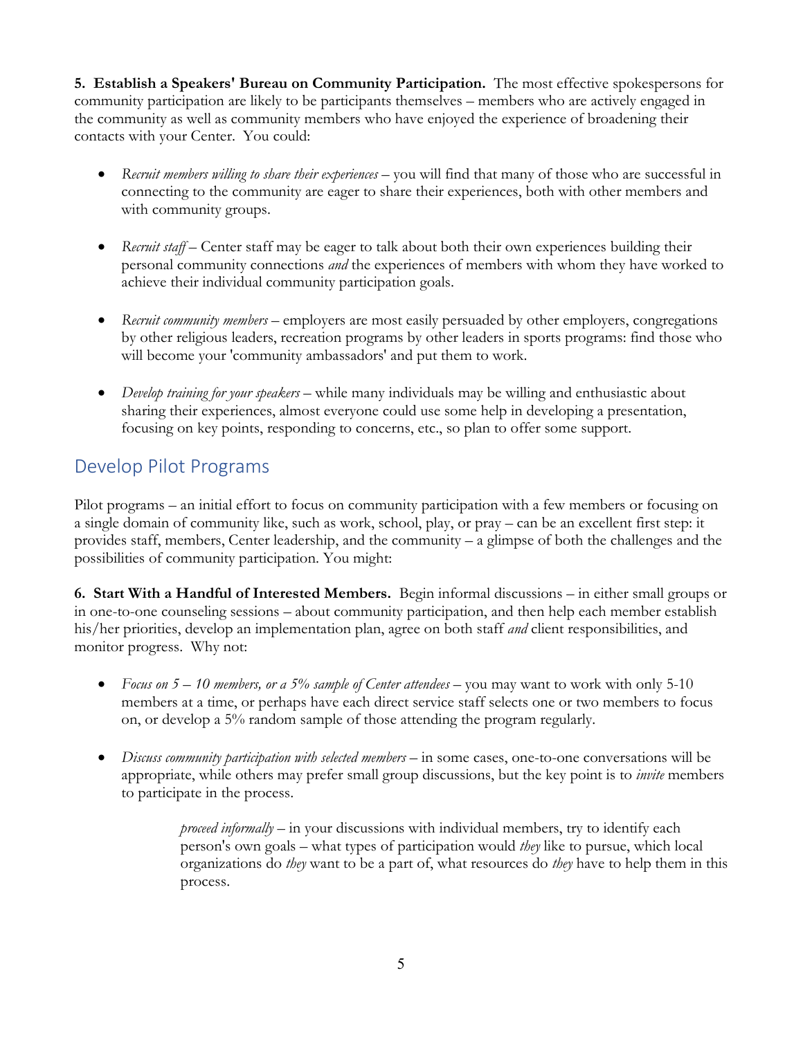**5. Establish a Speakers' Bureau on Community Participation.** The most effective spokespersons for community participation are likely to be participants themselves – members who are actively engaged in the community as well as community members who have enjoyed the experience of broadening their contacts with your Center. You could:

- *Recruit members willing to share their experiences* – you will find that many of those who are successful in connecting to the community are eager to share their experiences, both with other members and with community groups.

- *Recruit staff* – Center staff may be eager to talk about both their own experiences building their personal community connections *and* the experiences of members with whom they have worked to achieve their individual community participation goals.

- *Recruit community members* – employers are most easily persuaded by other employers, congregations by other religious leaders, recreation programs by other leaders in sports programs: find those who will become your 'community ambassadors' and put them to work.

- *Develop training for your speakers* – while many individuals may be willing and enthusiastic about sharing their experiences, almost everyone could use some help in developing a presentation, focusing on key points, responding to concerns, etc., so plan to offer some support.

## Develop Pilot Programs

Pilot programs – an initial effort to focus on community participation with a few members or focusing on a single domain of community like, such as work, school, play, or pray – can be an excellent first step: it provides staff, members, Center leadership, and the community – a glimpse of both the challenges and the possibilities of community participation. You might:

**6. Start With a Handful of Interested Members.** Begin informal discussions – in either small groups or in one-to-one counseling sessions – about community participation, and then help each member establish his/her priorities, develop an implementation plan, agree on both staff *and* client responsibilities, and monitor progress. Why not:

- *Focus on 5 – 10 members, or a 5% sample of Center attendees* – you may want to work with only 5-10 members at a time, or perhaps have each direct service staff selects one or two members to focus on, or develop a 5% random sample of those attending the program regularly.

- *Discuss community participation with selected members* – in some cases, one-to-one conversations will be appropriate, while others may prefer small group discussions, but the key point is to *invite* members to participate in the process.

    *proceed informally* – in your discussions with individual members, try to identify each person's own goals – what types of participation would *they* like to pursue, which local organizations do *they* want to be a part of, what resources do *they* have to help them in this process.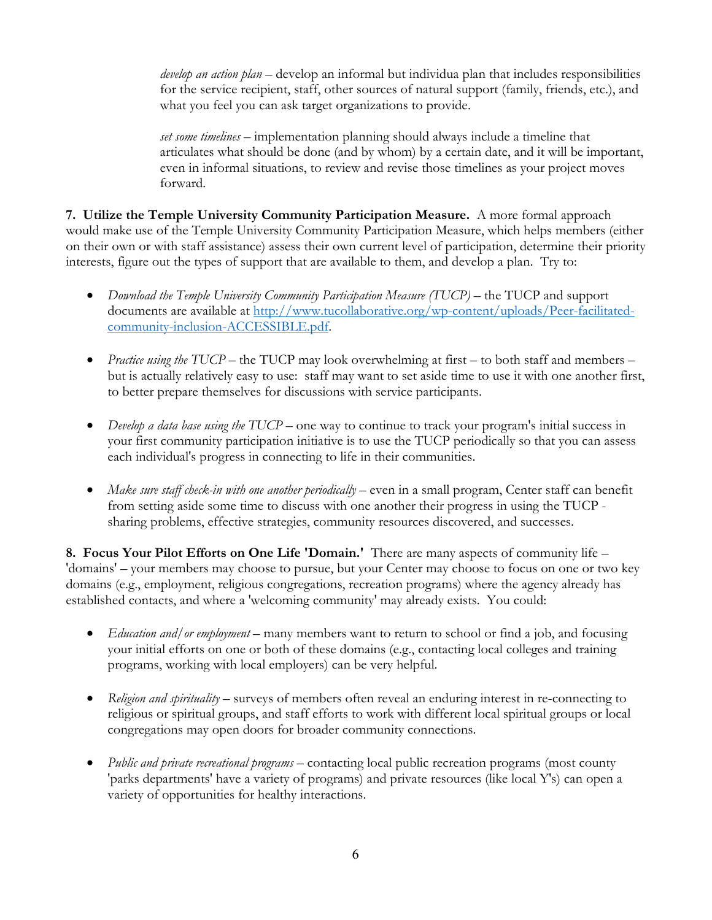*develop an action plan* – develop an informal but individua plan that includes responsibilities for the service recipient, staff, other sources of natural support (family, friends, etc.), and what you feel you can ask target organizations to provide.

*set some timelines* – implementation planning should always include a timeline that articulates what should be done (and by whom) by a certain date, and it will be important, even in informal situations, to review and revise those timelines as your project moves forward.

**7. Utilize the Temple University Community Participation Measure.** A more formal approach would make use of the Temple University Community Participation Measure, which helps members (either on their own or with staff assistance) assess their own current level of participation, determine their priority interests, figure out the types of support that are available to them, and develop a plan. Try to:

- *Download the Temple University Community Participation Measure (TUCP)* – the TUCP and support documents are available at http://www.tucollaborative.org/wp-content/uploads/Peer-facilitated-community-inclusion-ACCESSIBLE.pdf.

- *Practice using the TUCP* – the TUCP may look overwhelming at first – to both staff and members – but is actually relatively easy to use: staff may want to set aside time to use it with one another first, to better prepare themselves for discussions with service participants.

- *Develop a data base using the TUCP* – one way to continue to track your program's initial success in your first community participation initiative is to use the TUCP periodically so that you can assess each individual's progress in connecting to life in their communities.

- *Make sure staff check-in with one another periodically* – even in a small program, Center staff can benefit from setting aside some time to discuss with one another their progress in using the TUCP - sharing problems, effective strategies, community resources discovered, and successes.

**8. Focus Your Pilot Efforts on One Life 'Domain.'** There are many aspects of community life – 'domains' – your members may choose to pursue, but your Center may choose to focus on one or two key domains (e.g., employment, religious congregations, recreation programs) where the agency already has established contacts, and where a 'welcoming community' may already exists. You could:

- *Education and/or employment* – many members want to return to school or find a job, and focusing your initial efforts on one or both of these domains (e.g., contacting local colleges and training programs, working with local employers) can be very helpful.

- *Religion and spirituality* – surveys of members often reveal an enduring interest in re-connecting to religious or spiritual groups, and staff efforts to work with different local spiritual groups or local congregations may open doors for broader community connections.

- *Public and private recreational programs* – contacting local public recreation programs (most county 'parks departments' have a variety of programs) and private resources (like local Y's) can open a variety of opportunities for healthy interactions.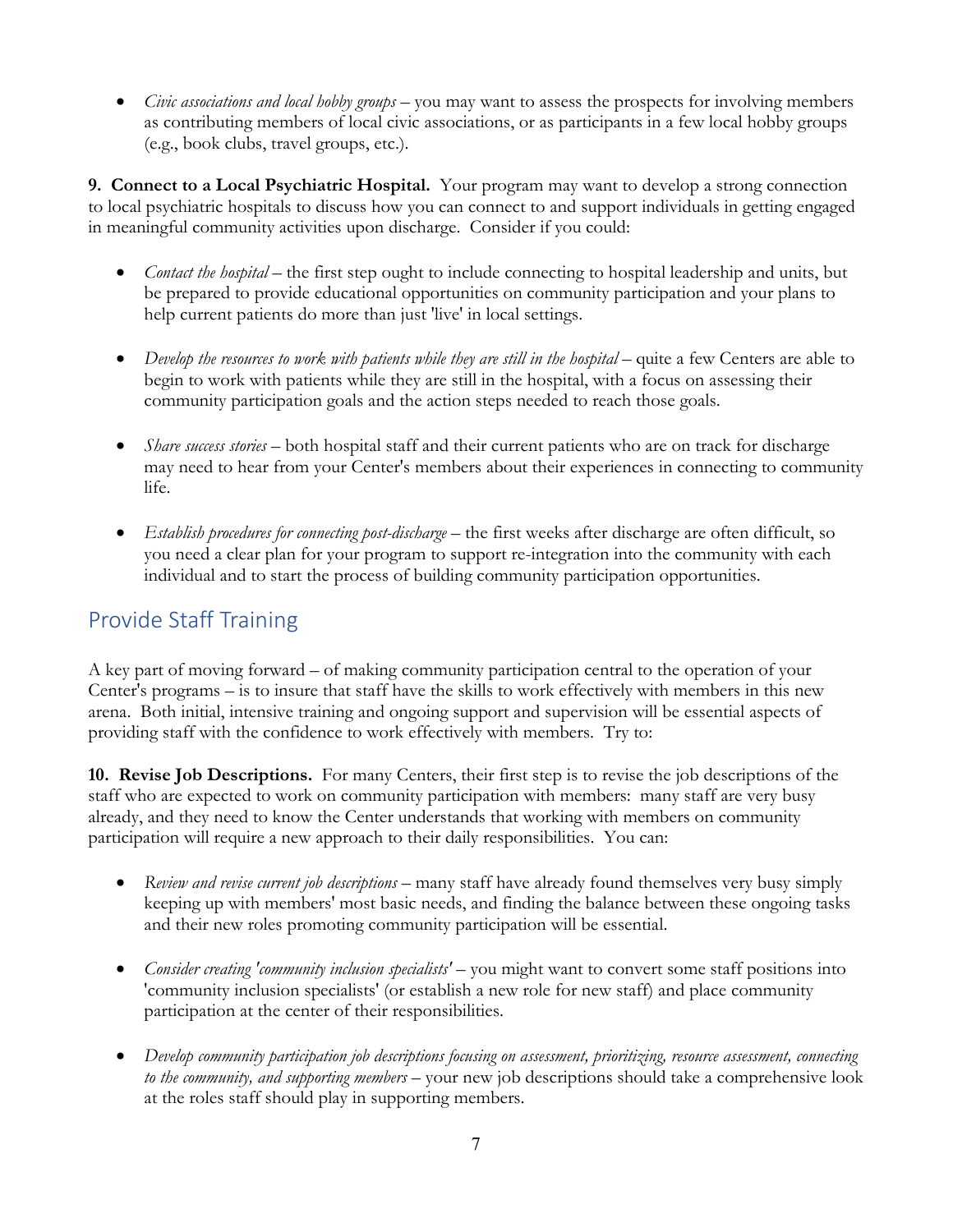- *Civic associations and local hobby groups* – you may want to assess the prospects for involving members as contributing members of local civic associations, or as participants in a few local hobby groups (e.g., book clubs, travel groups, etc.).

**9. Connect to a Local Psychiatric Hospital.** Your program may want to develop a strong connection to local psychiatric hospitals to discuss how you can connect to and support individuals in getting engaged in meaningful community activities upon discharge. Consider if you could:

- *Contact the hospital* – the first step ought to include connecting to hospital leadership and units, but be prepared to provide educational opportunities on community participation and your plans to help current patients do more than just 'live' in local settings.

- *Develop the resources to work with patients while they are still in the hospital* – quite a few Centers are able to begin to work with patients while they are still in the hospital, with a focus on assessing their community participation goals and the action steps needed to reach those goals.

- *Share success stories* – both hospital staff and their current patients who are on track for discharge may need to hear from your Center's members about their experiences in connecting to community life.

- *Establish procedures for connecting post-discharge* – the first weeks after discharge are often difficult, so you need a clear plan for your program to support re-integration into the community with each individual and to start the process of building community participation opportunities.

## Provide Staff Training

A key part of moving forward – of making community participation central to the operation of your Center's programs – is to insure that staff have the skills to work effectively with members in this new arena. Both initial, intensive training and ongoing support and supervision will be essential aspects of providing staff with the confidence to work effectively with members. Try to:

**10. Revise Job Descriptions.** For many Centers, their first step is to revise the job descriptions of the staff who are expected to work on community participation with members: many staff are very busy already, and they need to know the Center understands that working with members on community participation will require a new approach to their daily responsibilities. You can:

- *Review and revise current job descriptions* – many staff have already found themselves very busy simply keeping up with members' most basic needs, and finding the balance between these ongoing tasks and their new roles promoting community participation will be essential.

- *Consider creating 'community inclusion specialists'* – you might want to convert some staff positions into 'community inclusion specialists' (or establish a new role for new staff) and place community participation at the center of their responsibilities.

- *Develop community participation job descriptions focusing on assessment, prioritizing, resource assessment, connecting to the community, and supporting members* – your new job descriptions should take a comprehensive look at the roles staff should play in supporting members.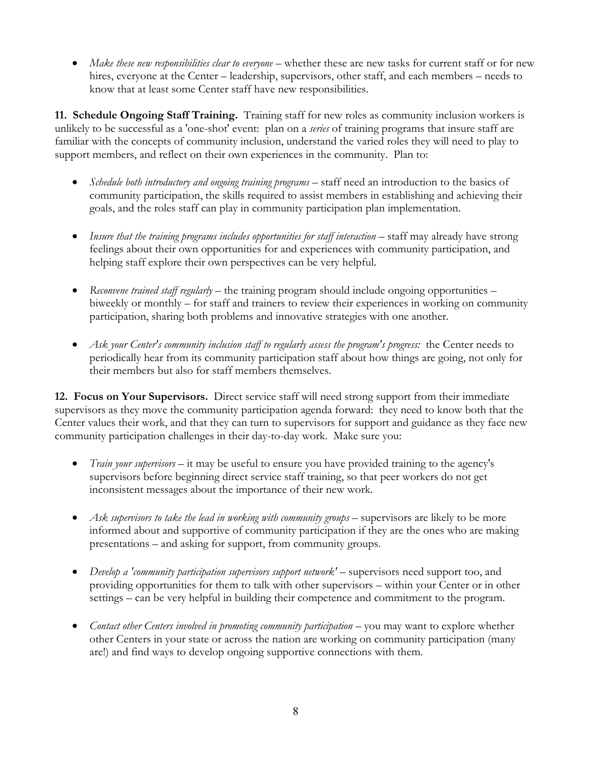- *Make these new responsibilities clear to everyone* – whether these are new tasks for current staff or for new hires, everyone at the Center – leadership, supervisors, other staff, and each members – needs to know that at least some Center staff have new responsibilities.

**11. Schedule Ongoing Staff Training.** Training staff for new roles as community inclusion workers is unlikely to be successful as a 'one-shot' event: plan on a *series* of training programs that insure staff are familiar with the concepts of community inclusion, understand the varied roles they will need to play to support members, and reflect on their own experiences in the community. Plan to:

- *Schedule both introductory and ongoing training programs* – staff need an introduction to the basics of community participation, the skills required to assist members in establishing and achieving their goals, and the roles staff can play in community participation plan implementation.

- *Insure that the training programs includes opportunities for staff interaction* – staff may already have strong feelings about their own opportunities for and experiences with community participation, and helping staff explore their own perspectives can be very helpful.

- *Reconvene trained staff regularly* – the training program should include ongoing opportunities – biweekly or monthly – for staff and trainers to review their experiences in working on community participation, sharing both problems and innovative strategies with one another.

- *Ask your Center's community inclusion staff to regularly assess the program's progress:* the Center needs to periodically hear from its community participation staff about how things are going, not only for their members but also for staff members themselves.

**12. Focus on Your Supervisors.** Direct service staff will need strong support from their immediate supervisors as they move the community participation agenda forward: they need to know both that the Center values their work, and that they can turn to supervisors for support and guidance as they face new community participation challenges in their day-to-day work. Make sure you:

- *Train your supervisors* – it may be useful to ensure you have provided training to the agency's supervisors before beginning direct service staff training, so that peer workers do not get inconsistent messages about the importance of their new work.

- *Ask supervisors to take the lead in working with community groups* – supervisors are likely to be more informed about and supportive of community participation if they are the ones who are making presentations – and asking for support, from community groups.

- *Develop a 'community participation supervisors support network'* – supervisors need support too, and providing opportunities for them to talk with other supervisors – within your Center or in other settings – can be very helpful in building their competence and commitment to the program.

- *Contact other Centers involved in promoting community participation* – you may want to explore whether other Centers in your state or across the nation are working on community participation (many are!) and find ways to develop ongoing supportive connections with them.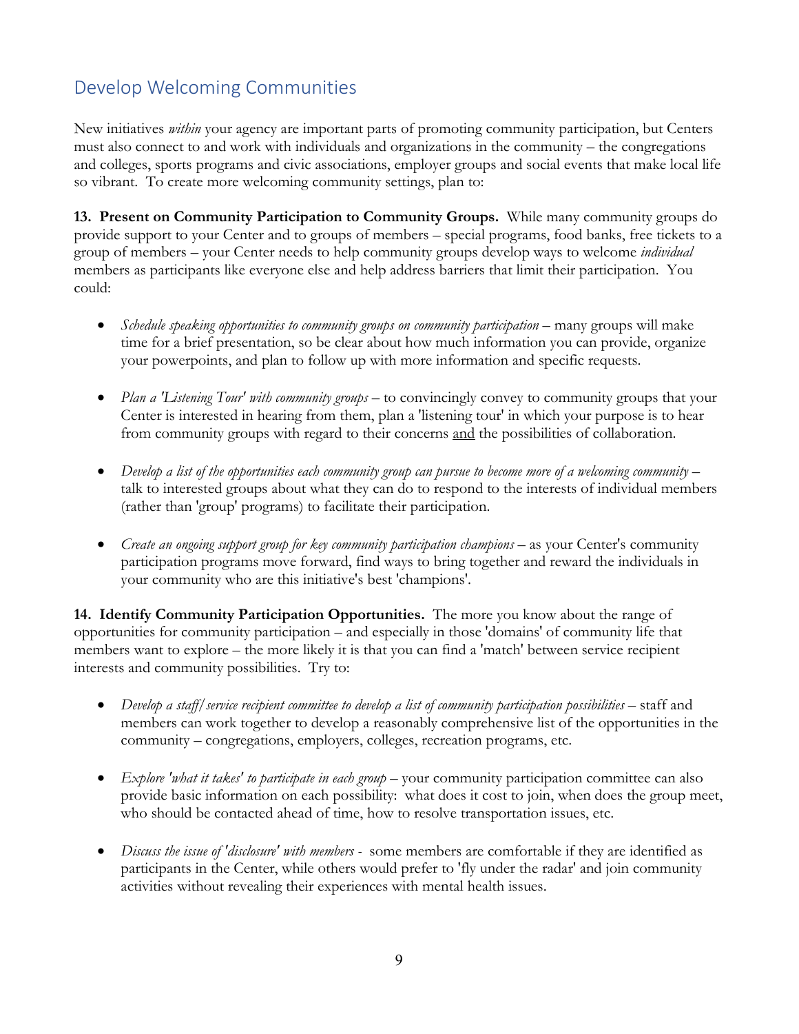## Develop Welcoming Communities

New initiatives *within* your agency are important parts of promoting community participation, but Centers must also connect to and work with individuals and organizations in the community – the congregations and colleges, sports programs and civic associations, employer groups and social events that make local life so vibrant. To create more welcoming community settings, plan to:

**13. Present on Community Participation to Community Groups.** While many community groups do provide support to your Center and to groups of members – special programs, food banks, free tickets to a group of members – your Center needs to help community groups develop ways to welcome *individual* members as participants like everyone else and help address barriers that limit their participation. You could:

- *Schedule speaking opportunities to community groups on community participation* – many groups will make time for a brief presentation, so be clear about how much information you can provide, organize your powerpoints, and plan to follow up with more information and specific requests.

- *Plan a 'Listening Tour' with community groups* – to convincingly convey to community groups that your Center is interested in hearing from them, plan a 'listening tour' in which your purpose is to hear from community groups with regard to their concerns <u>and</u> the possibilities of collaboration.

- *Develop a list of the opportunities each community group can pursue to become more of a welcoming community* – talk to interested groups about what they can do to respond to the interests of individual members (rather than 'group' programs) to facilitate their participation.

- *Create an ongoing support group for key community participation champions* – as your Center's community participation programs move forward, find ways to bring together and reward the individuals in your community who are this initiative's best 'champions'.

**14. Identify Community Participation Opportunities.** The more you know about the range of opportunities for community participation – and especially in those 'domains' of community life that members want to explore – the more likely it is that you can find a 'match' between service recipient interests and community possibilities. Try to:

- *Develop a staff/service recipient committee to develop a list of community participation possibilities* – staff and members can work together to develop a reasonably comprehensive list of the opportunities in the community – congregations, employers, colleges, recreation programs, etc.

- *Explore 'what it takes' to participate in each group* – your community participation committee can also provide basic information on each possibility: what does it cost to join, when does the group meet, who should be contacted ahead of time, how to resolve transportation issues, etc.

- *Discuss the issue of 'disclosure' with members* - some members are comfortable if they are identified as participants in the Center, while others would prefer to 'fly under the radar' and join community activities without revealing their experiences with mental health issues.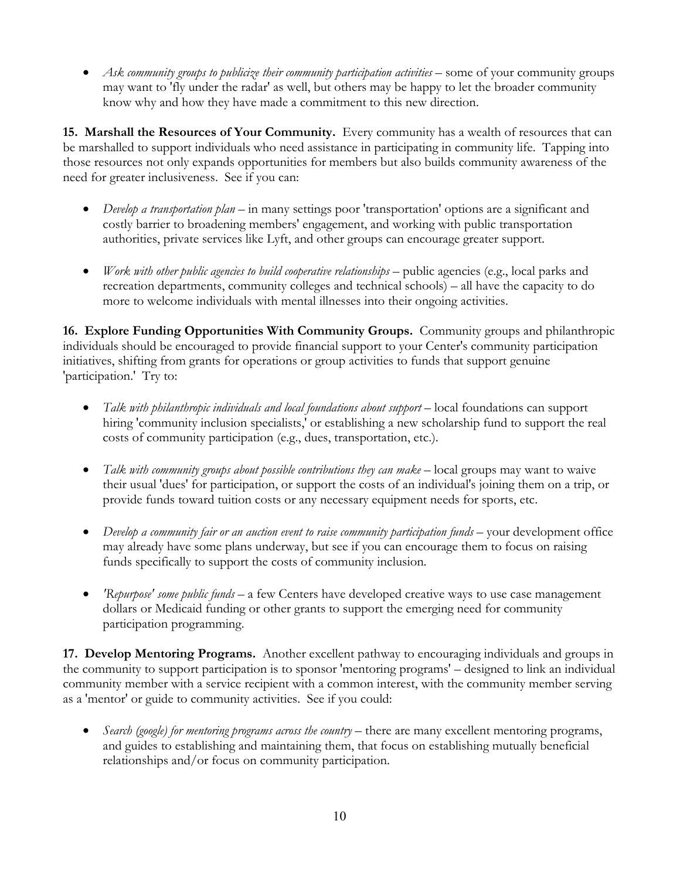- *Ask community groups to publicize their community participation activities* – some of your community groups may want to 'fly under the radar' as well, but others may be happy to let the broader community know why and how they have made a commitment to this new direction.

**15. Marshall the Resources of Your Community.** Every community has a wealth of resources that can be marshalled to support individuals who need assistance in participating in community life. Tapping into those resources not only expands opportunities for members but also builds community awareness of the need for greater inclusiveness. See if you can:

- *Develop a transportation plan* – in many settings poor 'transportation' options are a significant and costly barrier to broadening members' engagement, and working with public transportation authorities, private services like Lyft, and other groups can encourage greater support.

- *Work with other public agencies to build cooperative relationships* – public agencies (e.g., local parks and recreation departments, community colleges and technical schools) – all have the capacity to do more to welcome individuals with mental illnesses into their ongoing activities.

**16. Explore Funding Opportunities With Community Groups.** Community groups and philanthropic individuals should be encouraged to provide financial support to your Center's community participation initiatives, shifting from grants for operations or group activities to funds that support genuine 'participation.' Try to:

- *Talk with philanthropic individuals and local foundations about support* – local foundations can support hiring 'community inclusion specialists,' or establishing a new scholarship fund to support the real costs of community participation (e.g., dues, transportation, etc.).

- *Talk with community groups about possible contributions they can make* – local groups may want to waive their usual 'dues' for participation, or support the costs of an individual's joining them on a trip, or provide funds toward tuition costs or any necessary equipment needs for sports, etc.

- *Develop a community fair or an auction event to raise community participation funds* – your development office may already have some plans underway, but see if you can encourage them to focus on raising funds specifically to support the costs of community inclusion.

- *'Repurpose' some public funds* – a few Centers have developed creative ways to use case management dollars or Medicaid funding or other grants to support the emerging need for community participation programming.

**17. Develop Mentoring Programs.** Another excellent pathway to encouraging individuals and groups in the community to support participation is to sponsor 'mentoring programs' – designed to link an individual community member with a service recipient with a common interest, with the community member serving as a 'mentor' or guide to community activities. See if you could:

- *Search (google) for mentoring programs across the country* – there are many excellent mentoring programs, and guides to establishing and maintaining them, that focus on establishing mutually beneficial relationships and/or focus on community participation.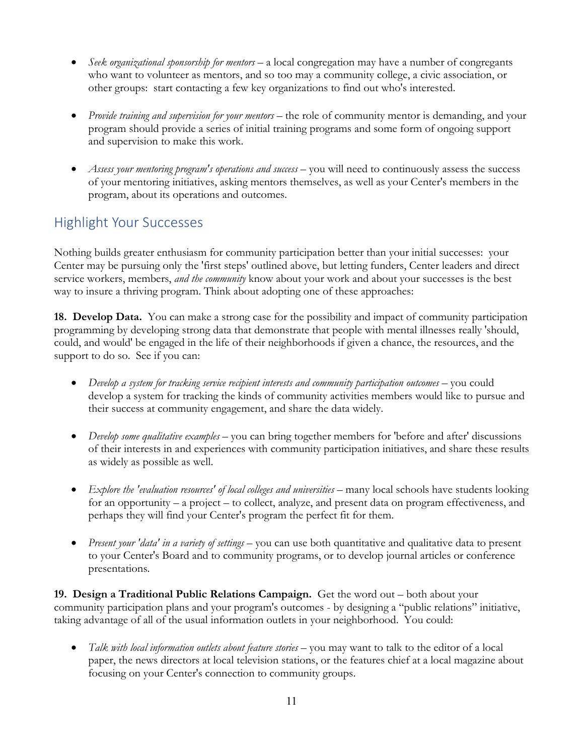- *Seek organizational sponsorship for mentors* – a local congregation may have a number of congregants who want to volunteer as mentors, and so too may a community college, a civic association, or other groups: start contacting a few key organizations to find out who's interested.

- *Provide training and supervision for your mentors* – the role of community mentor is demanding, and your program should provide a series of initial training programs and some form of ongoing support and supervision to make this work.

- *Assess your mentoring program's operations and success* – you will need to continuously assess the success of your mentoring initiatives, asking mentors themselves, as well as your Center's members in the program, about its operations and outcomes.

## Highlight Your Successes

Nothing builds greater enthusiasm for community participation better than your initial successes: your Center may be pursuing only the 'first steps' outlined above, but letting funders, Center leaders and direct service workers, members, *and the community* know about your work and about your successes is the best way to insure a thriving program. Think about adopting one of these approaches:

**18. Develop Data.** You can make a strong case for the possibility and impact of community participation programming by developing strong data that demonstrate that people with mental illnesses really 'should, could, and would' be engaged in the life of their neighborhoods if given a chance, the resources, and the support to do so. See if you can:

- *Develop a system for tracking service recipient interests and community participation outcomes* – you could develop a system for tracking the kinds of community activities members would like to pursue and their success at community engagement, and share the data widely.

- *Develop some qualitative examples* – you can bring together members for 'before and after' discussions of their interests in and experiences with community participation initiatives, and share these results as widely as possible as well.

- *Explore the 'evaluation resources' of local colleges and universities* – many local schools have students looking for an opportunity – a project – to collect, analyze, and present data on program effectiveness, and perhaps they will find your Center's program the perfect fit for them.

- *Present your 'data' in a variety of settings* – you can use both quantitative and qualitative data to present to your Center's Board and to community programs, or to develop journal articles or conference presentations.

**19. Design a Traditional Public Relations Campaign.** Get the word out – both about your community participation plans and your program's outcomes - by designing a "public relations" initiative, taking advantage of all of the usual information outlets in your neighborhood. You could:

- *Talk with local information outlets about feature stories* – you may want to talk to the editor of a local paper, the news directors at local television stations, or the features chief at a local magazine about focusing on your Center's connection to community groups.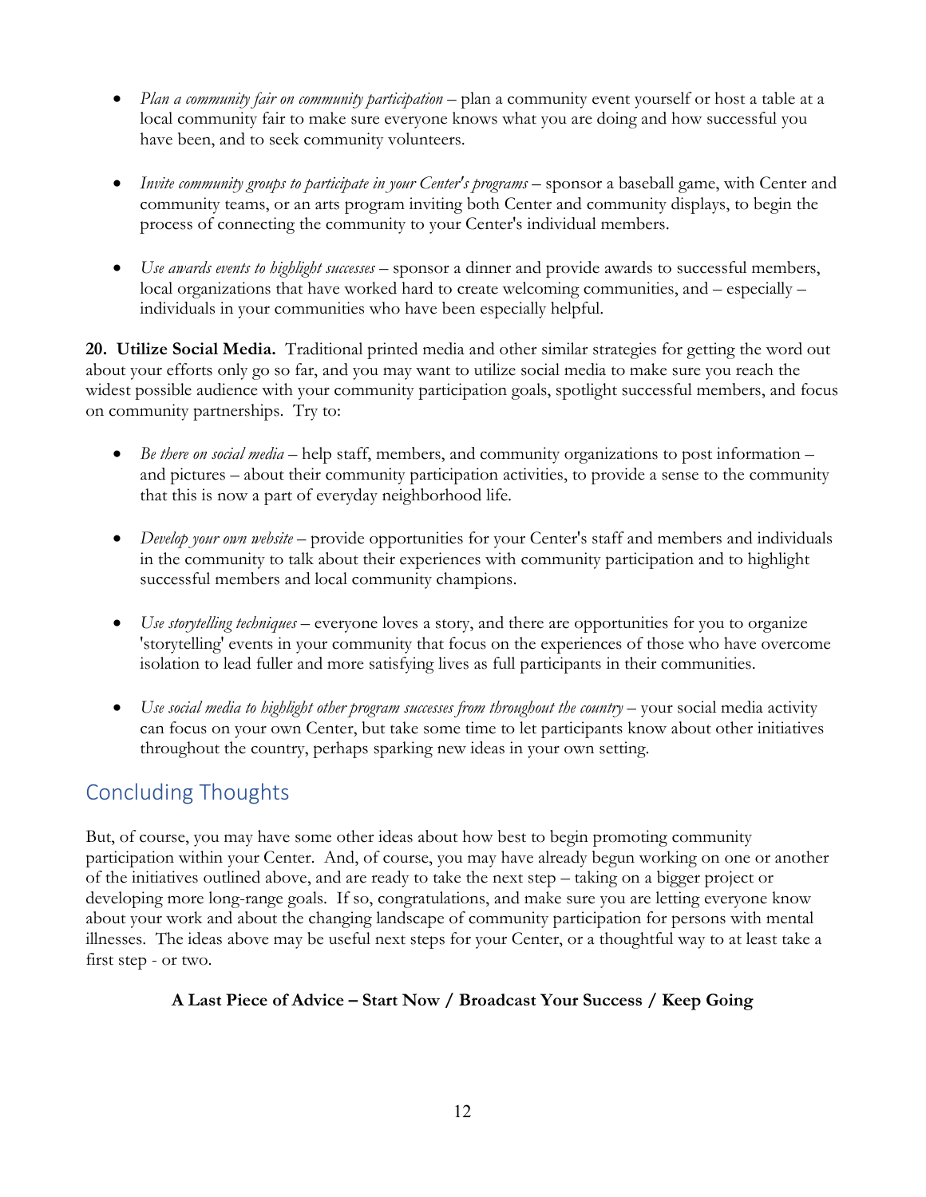- *Plan a community fair on community participation* – plan a community event yourself or host a table at a local community fair to make sure everyone knows what you are doing and how successful you have been, and to seek community volunteers.

- *Invite community groups to participate in your Center's programs* – sponsor a baseball game, with Center and community teams, or an arts program inviting both Center and community displays, to begin the process of connecting the community to your Center's individual members.

- *Use awards events to highlight successes* – sponsor a dinner and provide awards to successful members, local organizations that have worked hard to create welcoming communities, and – especially – individuals in your communities who have been especially helpful.

**20. Utilize Social Media.** Traditional printed media and other similar strategies for getting the word out about your efforts only go so far, and you may want to utilize social media to make sure you reach the widest possible audience with your community participation goals, spotlight successful members, and focus on community partnerships. Try to:

- *Be there on social media* – help staff, members, and community organizations to post information – and pictures – about their community participation activities, to provide a sense to the community that this is now a part of everyday neighborhood life.

- *Develop your own website* – provide opportunities for your Center's staff and members and individuals in the community to talk about their experiences with community participation and to highlight successful members and local community champions.

- *Use storytelling techniques* – everyone loves a story, and there are opportunities for you to organize 'storytelling' events in your community that focus on the experiences of those who have overcome isolation to lead fuller and more satisfying lives as full participants in their communities.

- *Use social media to highlight other program successes from throughout the country* – your social media activity can focus on your own Center, but take some time to let participants know about other initiatives throughout the country, perhaps sparking new ideas in your own setting.

## Concluding Thoughts

But, of course, you may have some other ideas about how best to begin promoting community participation within your Center. And, of course, you may have already begun working on one or another of the initiatives outlined above, and are ready to take the next step – taking on a bigger project or developing more long-range goals. If so, congratulations, and make sure you are letting everyone know about your work and about the changing landscape of community participation for persons with mental illnesses. The ideas above may be useful next steps for your Center, or a thoughtful way to at least take a first step - or two.

**A Last Piece of Advice – Start Now / Broadcast Your Success / Keep Going**